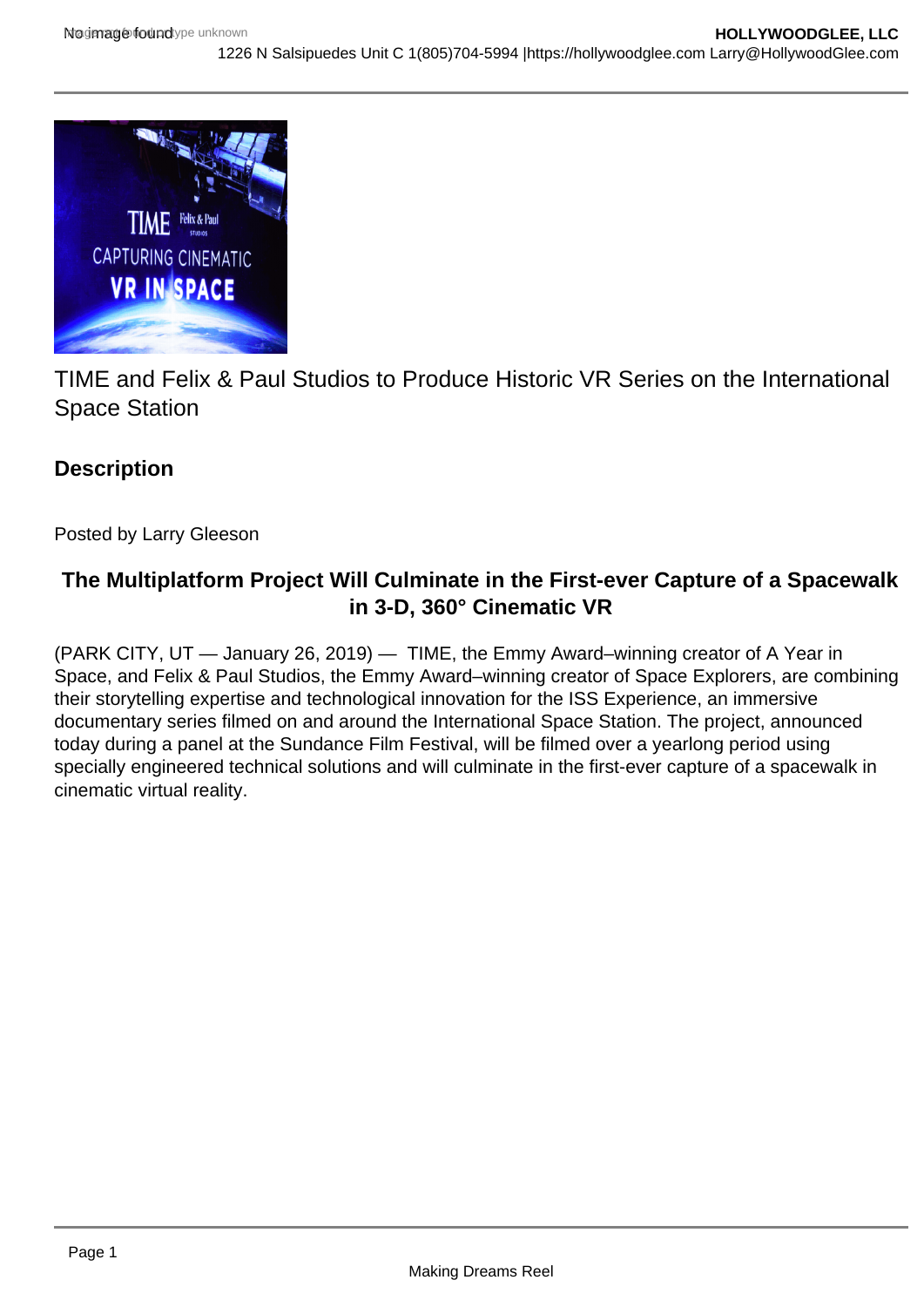TIME and Felix & Paul Studios to Produce Historic VR Series on the International Space Station

## Description

Posted by Larry Gleeson

### The Multiplatform Project Will Culminate in the First-ever Capture of a Spacewalk in 3-D, 360° Cinematic VR

(PARK CITY, UT — January 26, 2019) — TIME, the Emmy Award–winning creator of A Year in Space, and Felix & Paul Studios, the Emmy Award–winning creator of Space Explorers, are combining their storytelling expertise and technological innovation for the ISS Experience, an immersive documentary series filmed on and around the International Space Station. The project, announced today during a panel at the Sundance Film Festival, will be filmed over a yearlong period using specially engineered technical solutions and will culminate in the first-ever capture of a spacewalk in cinematic virtual reality.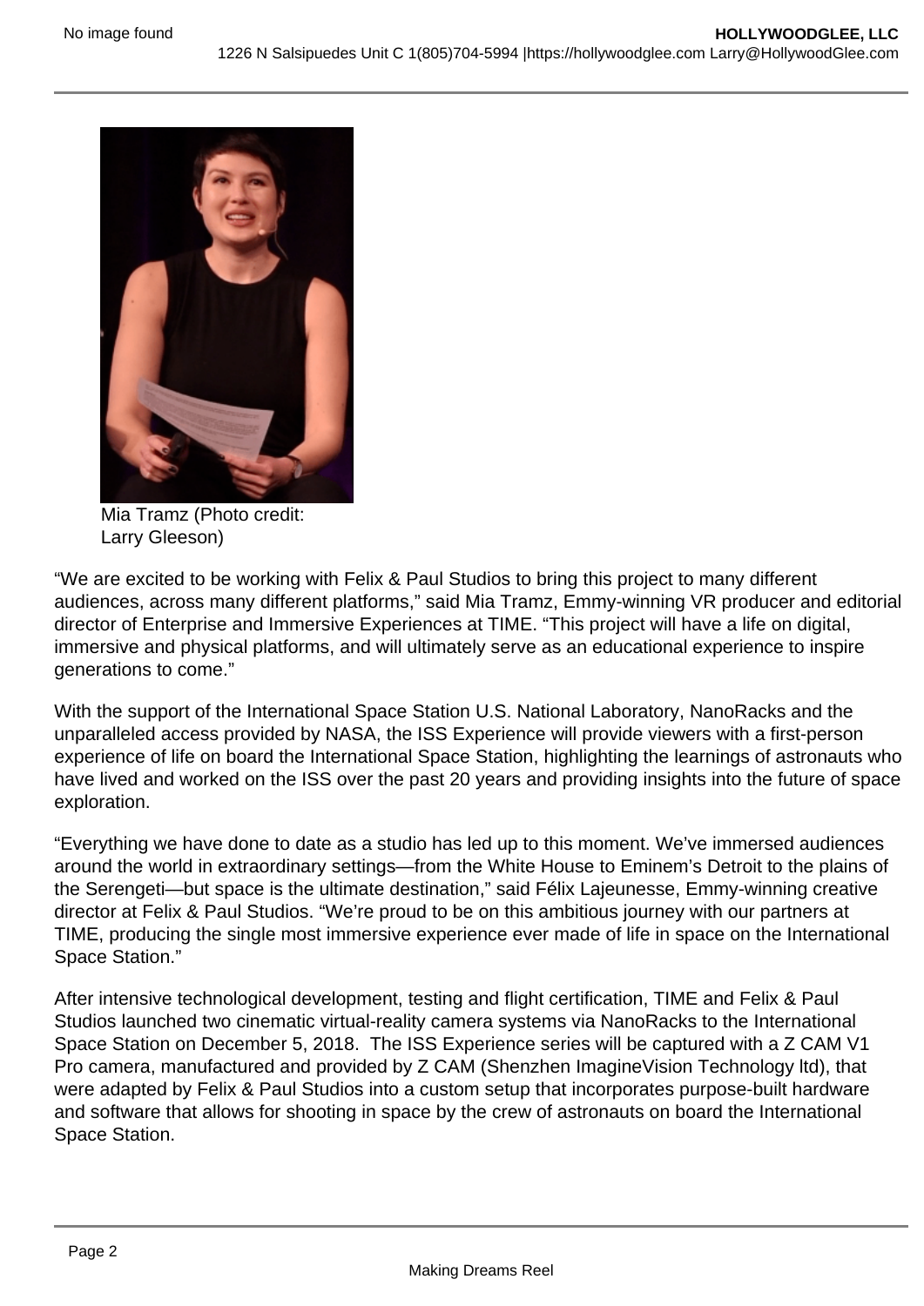Mia Tramz (Photo credit: Larry Gleeson)

“We are excited to be working with Felix & Paul Studios to bring this project to many different audiences, across many different platforms,” said Mia Tramz, Emmy-winning VR producer and editorial director of Enterprise and Immersive Experiences at TIME. “This project will have a life on digital, immersive and physical platforms, and will ultimately serve as an educational experience to inspire generations to come.”

With the support of the International Space Station U.S. National Laboratory, NanoRacks and the unparalleled access provided by NASA, the ISS Experience will provide viewers with a first-person experience of life on board the International Space Station, highlighting the learnings of astronauts who have lived and worked on the ISS over the past 20 years and providing insights into the future of space exploration.

“Everything we have done to date as a studio has led up to this moment. We’ve immersed audiences around the world in extraordinary settings—from the White House to Eminem’s Detroit to the plains of the Serengeti—but space is the ultimate destination,” said Félix Lajeunesse, Emmy-winning creative director at Felix & Paul Studios. “We’re proud to be on this ambitious journey with our partners at TIME, producing the single most immersive experience ever made of life in space on the International Space Station.”

After intensive technological development, testing and flight certification, TIME and Felix & Paul Studios launched two cinematic virtual-reality camera systems via NanoRacks to the International Space Station on December 5, 2018. The ISS Experience series will be captured with a Z CAM V1 Pro camera, manufactured and provided by Z CAM (Shenzhen ImagineVision Technology ltd), that were adapted by Felix & Paul Studios into a custom setup that incorporates purpose-built hardware and software that allows for shooting in space by the crew of astronauts on board the International Space Station.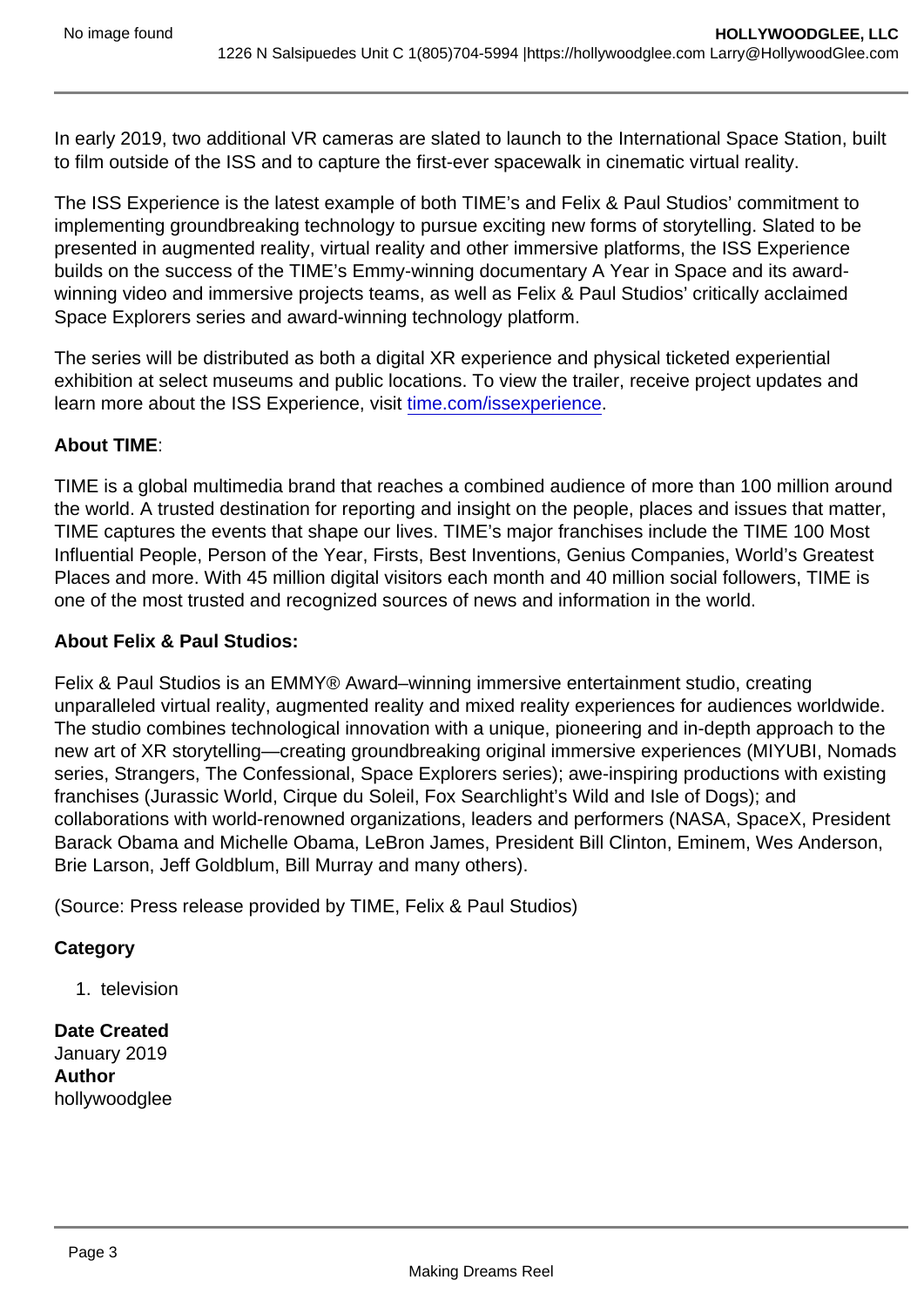In early 2019, two additional VR cameras are slated to launch to the International Space Station, built to film outside of the ISS and to capture the first-ever spacewalk in cinematic virtual reality.

The ISS Experience is the latest example of both TIME's and Felix & Paul Studios' commitment to implementing groundbreaking technology to pursue exciting new forms of storytelling. Slated to be presented in augmented reality, virtual reality and other immersive platforms, the ISS Experience builds on the success of the TIME's Emmy-winning documentary A Year in Space and its award-winning video and immersive projects teams, as well as Felix & Paul Studios' critically acclaimed Space Explorers series and award-winning technology platform.

The series will be distributed as both a digital XR experience and physical ticketed experiential exhibition at select museums and public locations. To view the trailer, receive project updates and learn more about the ISS Experience, visit time.com/issexperience.

**About TIME**:

TIME is a global multimedia brand that reaches a combined audience of more than 100 million around the world. A trusted destination for reporting and insight on the people, places and issues that matter, TIME captures the events that shape our lives. TIME's major franchises include the TIME 100 Most Influential People, Person of the Year, Firsts, Best Inventions, Genius Companies, World's Greatest Places and more. With 45 million digital visitors each month and 40 million social followers, TIME is one of the most trusted and recognized sources of news and information in the world.

**About Felix & Paul Studios:**

Felix & Paul Studios is an EMMY® Award–winning immersive entertainment studio, creating unparalleled virtual reality, augmented reality and mixed reality experiences for audiences worldwide. The studio combines technological innovation with a unique, pioneering and in-depth approach to the new art of XR storytelling—creating groundbreaking original immersive experiences (MIYUBI, Nomads series, Strangers, The Confessional, Space Explorers series); awe-inspiring productions with existing franchises (Jurassic World, Cirque du Soleil, Fox Searchlight's Wild and Isle of Dogs); and collaborations with world-renowned organizations, leaders and performers (NASA, SpaceX, President Barack Obama and Michelle Obama, LeBron James, President Bill Clinton, Eminem, Wes Anderson, Brie Larson, Jeff Goldblum, Bill Murray and many others).

(Source: Press release provided by TIME, Felix & Paul Studios)

**Category**

1. television

**Date Created**
January 2019
**Author**
hollywoodglee